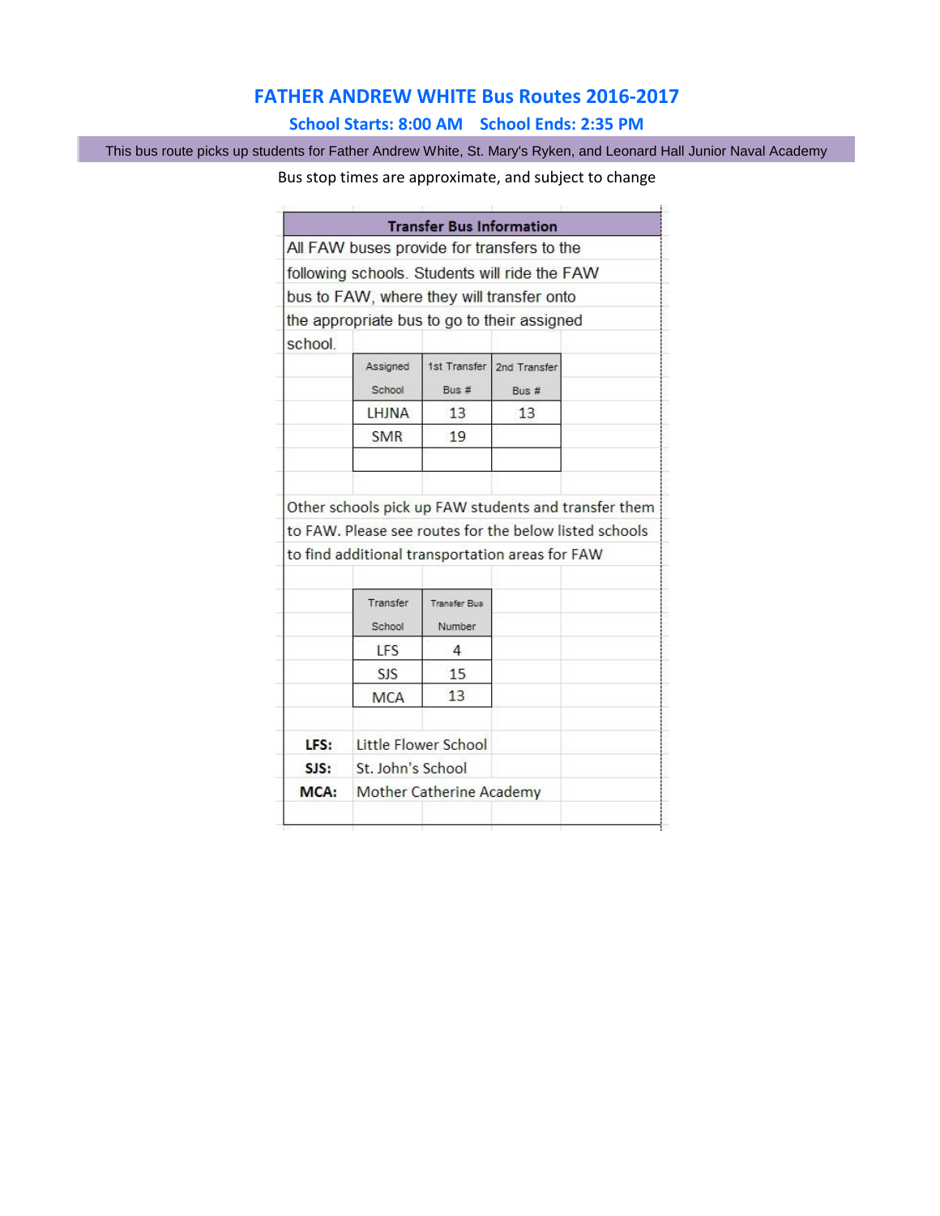# FATHER ANDREW WHITE Bus Routes 2016-2017

## School Starts: 8:00 AM School Ends: 2:35 PM

This bus route picks up students for Father Andrew White, St. Mary's Ryken, and Leonard Hall Junior Naval Academy

Bus stop times are approximate, and subject to change

### Transfer Bus Information

All FAW buses provide for transfers to the following schools. Students will ride the FAW bus to FAW, where they will transfer onto the appropriate bus to go to their assigned school.

| Assigned School | 1st Transfer Bus # | 2nd Transfer Bus # |
|---|---|---|
| LHJNA | 13 | 13 |
| SMR | 19 | |

Other schools pick up FAW students and transfer them to FAW. Please see routes for the below listed schools to find additional transportation areas for FAW

| Transfer School | Transfer Bus Number |
|---|---|
| LFS | 4 |
| SJS | 15 |
| MCA | 13 |

**LFS:** Little Flower School
**SJS:** St. John's School
**MCA:** Mother Catherine Academy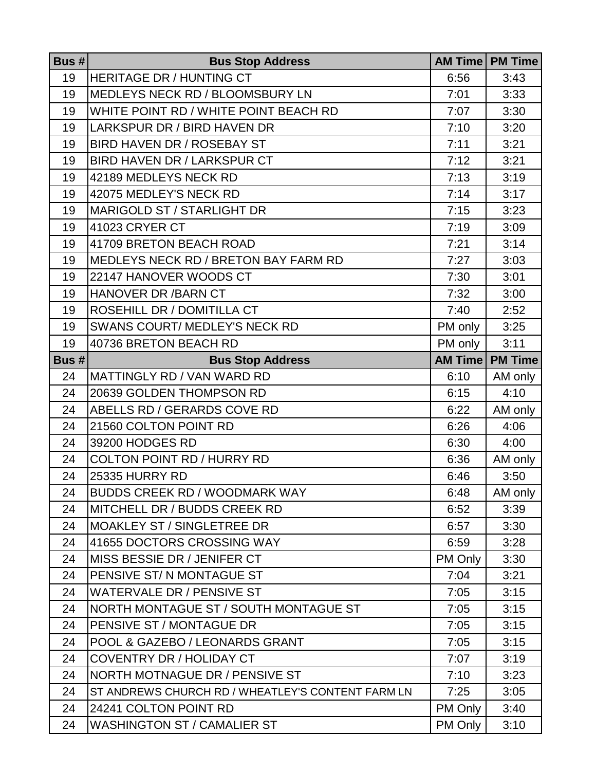| Bus # | Bus Stop Address | AM Time | PM Time |
|---|---|---|---|
| 19 | HERITAGE DR / HUNTING CT | 6:56 | 3:43 |
| 19 | MEDLEYS NECK RD / BLOOMSBURY LN | 7:01 | 3:33 |
| 19 | WHITE POINT RD / WHITE POINT BEACH RD | 7:07 | 3:30 |
| 19 | LARKSPUR DR / BIRD HAVEN DR | 7:10 | 3:20 |
| 19 | BIRD HAVEN DR / ROSEBAY ST | 7:11 | 3:21 |
| 19 | BIRD HAVEN DR / LARKSPUR CT | 7:12 | 3:21 |
| 19 | 42189 MEDLEYS NECK RD | 7:13 | 3:19 |
| 19 | 42075 MEDLEY'S NECK RD | 7:14 | 3:17 |
| 19 | MARIGOLD ST / STARLIGHT DR | 7:15 | 3:23 |
| 19 | 41023 CRYER CT | 7:19 | 3:09 |
| 19 | 41709 BRETON BEACH ROAD | 7:21 | 3:14 |
| 19 | MEDLEYS NECK RD / BRETON BAY FARM RD | 7:27 | 3:03 |
| 19 | 22147 HANOVER WOODS CT | 7:30 | 3:01 |
| 19 | HANOVER DR /BARN CT | 7:32 | 3:00 |
| 19 | ROSEHILL DR / DOMITILLA CT | 7:40 | 2:52 |
| 19 | SWANS COURT/ MEDLEY'S NECK RD | PM only | 3:25 |
| 19 | 40736 BRETON BEACH RD | PM only | 3:11 |
| **Bus #** | **Bus Stop Address** | **AM Time** | **PM Time** |
| 24 | MATTINGLY RD / VAN WARD RD | 6:10 | AM only |
| 24 | 20639 GOLDEN THOMPSON RD | 6:15 | 4:10 |
| 24 | ABELLS RD / GERARDS COVE RD | 6:22 | AM only |
| 24 | 21560 COLTON POINT RD | 6:26 | 4:06 |
| 24 | 39200 HODGES RD | 6:30 | 4:00 |
| 24 | COLTON POINT RD / HURRY RD | 6:36 | AM only |
| 24 | 25335 HURRY RD | 6:46 | 3:50 |
| 24 | BUDDS CREEK RD / WOODMARK WAY | 6:48 | AM only |
| 24 | MITCHELL DR / BUDDS CREEK RD | 6:52 | 3:39 |
| 24 | MOAKLEY ST / SINGLETREE DR | 6:57 | 3:30 |
| 24 | 41655 DOCTORS CROSSING WAY | 6:59 | 3:28 |
| 24 | MISS BESSIE DR / JENIFER CT | PM Only | 3:30 |
| 24 | PENSIVE ST/ N MONTAGUE ST | 7:04 | 3:21 |
| 24 | WATERVALE DR / PENSIVE ST | 7:05 | 3:15 |
| 24 | NORTH MONTAGUE ST / SOUTH MONTAGUE ST | 7:05 | 3:15 |
| 24 | PENSIVE ST / MONTAGUE DR | 7:05 | 3:15 |
| 24 | POOL & GAZEBO / LEONARDS GRANT | 7:05 | 3:15 |
| 24 | COVENTRY DR / HOLIDAY CT | 7:07 | 3:19 |
| 24 | NORTH MOTNAGUE DR / PENSIVE ST | 7:10 | 3:23 |
| 24 | ST ANDREWS CHURCH RD / WHEATLEY'S CONTENT FARM LN | 7:25 | 3:05 |
| 24 | 24241 COLTON POINT RD | PM Only | 3:40 |
| 24 | WASHINGTON ST / CAMALIER ST | PM Only | 3:10 |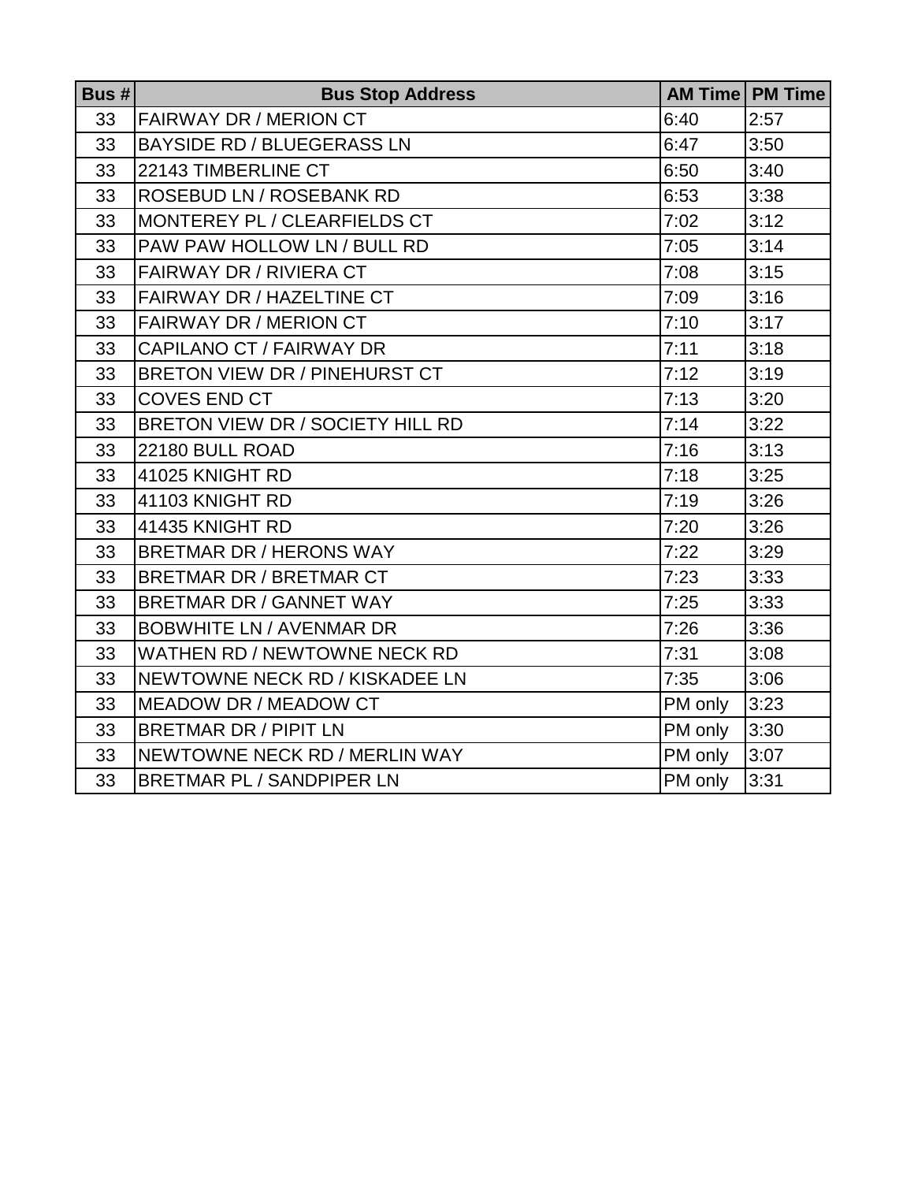| Bus # | Bus Stop Address | AM Time | PM Time |
|---|---|---|---|
| 33 | FAIRWAY DR / MERION CT | 6:40 | 2:57 |
| 33 | BAYSIDE RD / BLUEGERASS LN | 6:47 | 3:50 |
| 33 | 22143 TIMBERLINE CT | 6:50 | 3:40 |
| 33 | ROSEBUD LN / ROSEBANK RD | 6:53 | 3:38 |
| 33 | MONTEREY PL / CLEARFIELDS CT | 7:02 | 3:12 |
| 33 | PAW PAW HOLLOW LN / BULL RD | 7:05 | 3:14 |
| 33 | FAIRWAY DR / RIVIERA CT | 7:08 | 3:15 |
| 33 | FAIRWAY DR / HAZELTINE CT | 7:09 | 3:16 |
| 33 | FAIRWAY DR / MERION CT | 7:10 | 3:17 |
| 33 | CAPILANO CT / FAIRWAY DR | 7:11 | 3:18 |
| 33 | BRETON VIEW DR / PINEHURST CT | 7:12 | 3:19 |
| 33 | COVES END CT | 7:13 | 3:20 |
| 33 | BRETON VIEW DR / SOCIETY HILL RD | 7:14 | 3:22 |
| 33 | 22180 BULL ROAD | 7:16 | 3:13 |
| 33 | 41025 KNIGHT RD | 7:18 | 3:25 |
| 33 | 41103 KNIGHT RD | 7:19 | 3:26 |
| 33 | 41435 KNIGHT RD | 7:20 | 3:26 |
| 33 | BRETMAR DR / HERONS WAY | 7:22 | 3:29 |
| 33 | BRETMAR DR / BRETMAR CT | 7:23 | 3:33 |
| 33 | BRETMAR DR / GANNET WAY | 7:25 | 3:33 |
| 33 | BOBWHITE LN / AVENMAR DR | 7:26 | 3:36 |
| 33 | WATHEN RD / NEWTOWNE NECK RD | 7:31 | 3:08 |
| 33 | NEWTOWNE NECK RD / KISKADEE LN | 7:35 | 3:06 |
| 33 | MEADOW DR / MEADOW CT | PM only | 3:23 |
| 33 | BRETMAR DR / PIPIT LN | PM only | 3:30 |
| 33 | NEWTOWNE NECK RD / MERLIN WAY | PM only | 3:07 |
| 33 | BRETMAR PL / SANDPIPER LN | PM only | 3:31 |